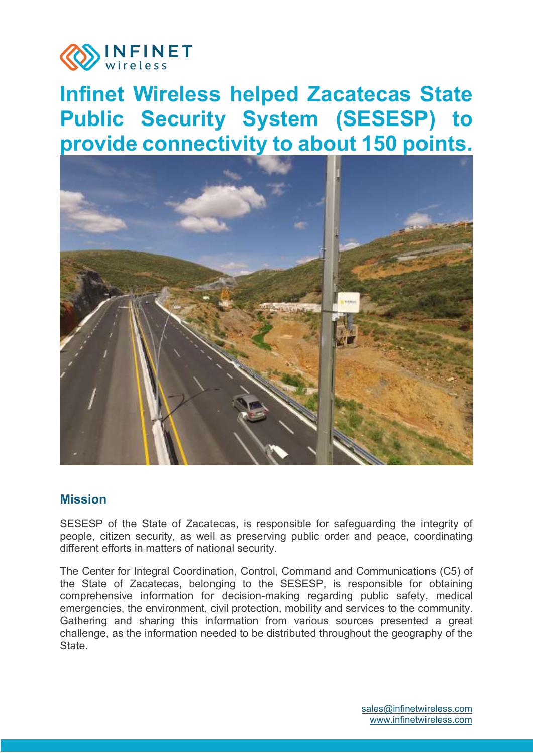# Infinet Wireless helped Zacatecas State Public Security System (SESESP) to provide connectivity to about 150 points.

## Mission

SESESP of the State of Zacatecas, is responsible for safeguarding the integrity of people, citizen security, as well as preserving public order and peace, coordinating different efforts in matters of national security.

The Center for Integral Coordination, Control, Command and Communications (C5) of the State of Zacatecas, belonging to the SESESP, is responsible for obtaining comprehensive information for decision-making regarding public safety, medical emergencies, the environment, civil protection, mobility and services to the community. Gathering and sharing this information from various sources presented a great challenge, as the information needed to be distributed throughout the geography of the State.

sales@infinetwireless.com
www.infinetwireless.com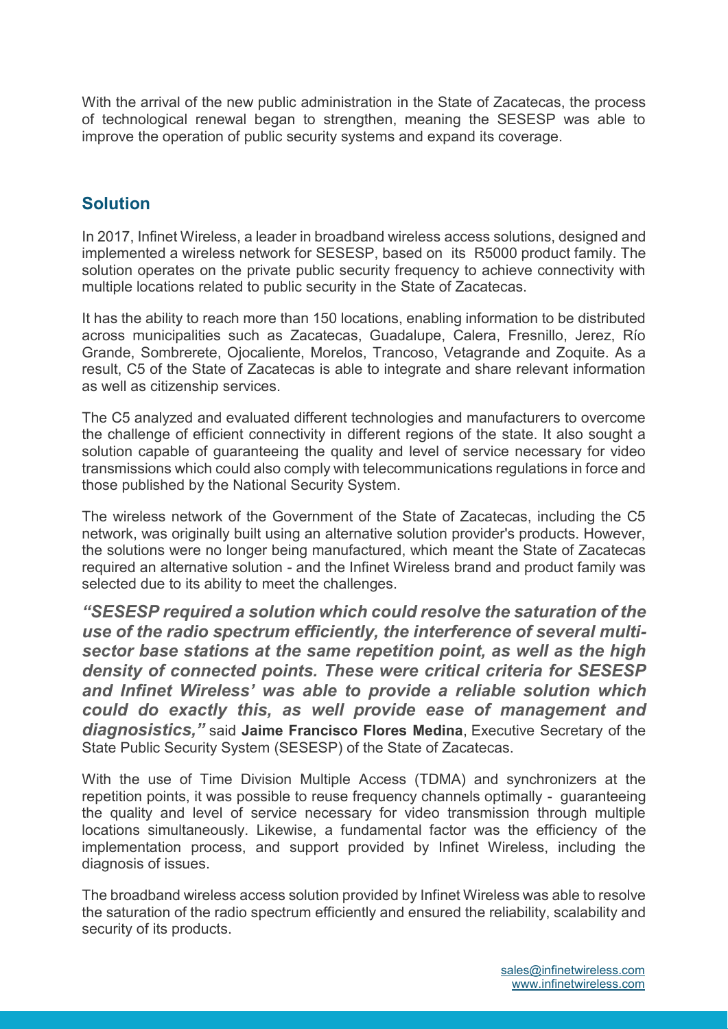With the arrival of the new public administration in the State of Zacatecas, the process of technological renewal began to strengthen, meaning the SESESP was able to improve the operation of public security systems and expand its coverage.

## Solution

In 2017, Infinet Wireless, a leader in broadband wireless access solutions, designed and implemented a wireless network for SESESP, based on its R5000 product family. The solution operates on the private public security frequency to achieve connectivity with multiple locations related to public security in the State of Zacatecas.

It has the ability to reach more than 150 locations, enabling information to be distributed across municipalities such as Zacatecas, Guadalupe, Calera, Fresnillo, Jerez, Río Grande, Sombrerete, Ojocaliente, Morelos, Trancoso, Vetagrande and Zoquite. As a result, C5 of the State of Zacatecas is able to integrate and share relevant information as well as citizenship services.

The C5 analyzed and evaluated different technologies and manufacturers to overcome the challenge of efficient connectivity in different regions of the state. It also sought a solution capable of guaranteeing the quality and level of service necessary for video transmissions which could also comply with telecommunications regulations in force and those published by the National Security System.

The wireless network of the Government of the State of Zacatecas, including the C5 network, was originally built using an alternative solution provider's products. However, the solutions were no longer being manufactured, which meant the State of Zacatecas required an alternative solution - and the Infinet Wireless brand and product family was selected due to its ability to meet the challenges.

***"SESESP required a solution which could resolve the saturation of the use of the radio spectrum efficiently, the interference of several multi-sector base stations at the same repetition point, as well as the high density of connected points. These were critical criteria for SESESP and Infinet Wireless' was able to provide a reliable solution which could do exactly this, as well provide ease of management and diagnosistics,"*** said **Jaime Francisco Flores Medina**, Executive Secretary of the State Public Security System (SESESP) of the State of Zacatecas.

With the use of Time Division Multiple Access (TDMA) and synchronizers at the repetition points, it was possible to reuse frequency channels optimally - guaranteeing the quality and level of service necessary for video transmission through multiple locations simultaneously. Likewise, a fundamental factor was the efficiency of the implementation process, and support provided by Infinet Wireless, including the diagnosis of issues.

The broadband wireless access solution provided by Infinet Wireless was able to resolve the saturation of the radio spectrum efficiently and ensured the reliability, scalability and security of its products.

sales@infinetwireless.com
www.infinetwireless.com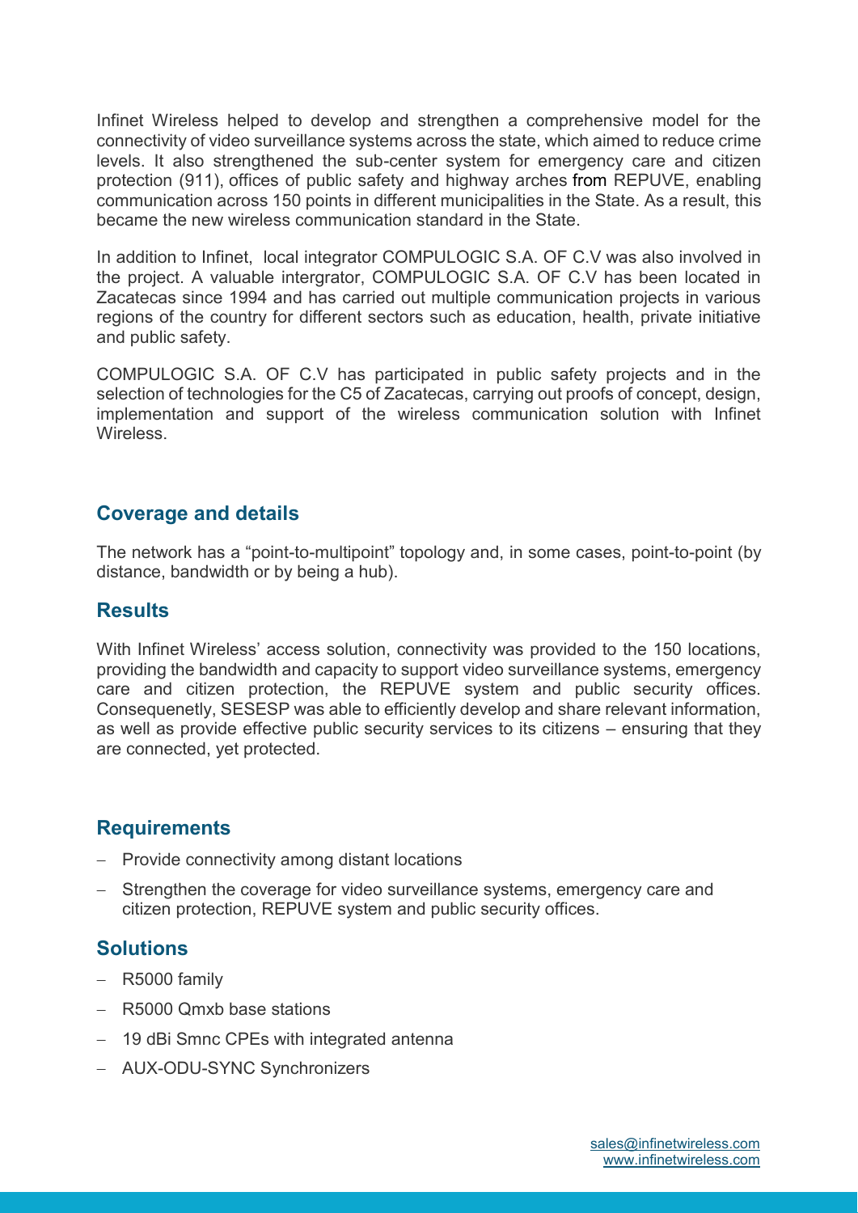Infinet Wireless helped to develop and strengthen a comprehensive model for the connectivity of video surveillance systems across the state, which aimed to reduce crime levels. It also strengthened the sub-center system for emergency care and citizen protection (911), offices of public safety and highway arches from REPUVE, enabling communication across 150 points in different municipalities in the State. As a result, this became the new wireless communication standard in the State.

In addition to Infinet, local integrator COMPULOGIC S.A. OF C.V was also involved in the project. A valuable intergrator, COMPULOGIC S.A. OF C.V has been located in Zacatecas since 1994 and has carried out multiple communication projects in various regions of the country for different sectors such as education, health, private initiative and public safety.

COMPULOGIC S.A. OF C.V has participated in public safety projects and in the selection of technologies for the C5 of Zacatecas, carrying out proofs of concept, design, implementation and support of the wireless communication solution with Infinet Wireless.

## Coverage and details

The network has a "point-to-multipoint" topology and, in some cases, point-to-point (by distance, bandwidth or by being a hub).

## Results

With Infinet Wireless' access solution, connectivity was provided to the 150 locations, providing the bandwidth and capacity to support video surveillance systems, emergency care and citizen protection, the REPUVE system and public security offices. Consequenetly, SESESP was able to efficiently develop and share relevant information, as well as provide effective public security services to its citizens – ensuring that they are connected, yet protected.

## Requirements

- Provide connectivity among distant locations
- Strengthen the coverage for video surveillance systems, emergency care and citizen protection, REPUVE system and public security offices.

## Solutions

- R5000 family
- R5000 Qmxb base stations
- 19 dBi Smnc CPEs with integrated antenna
- AUX-ODU-SYNC Synchronizers

sales@infinetwireless.com
www.infinetwireless.com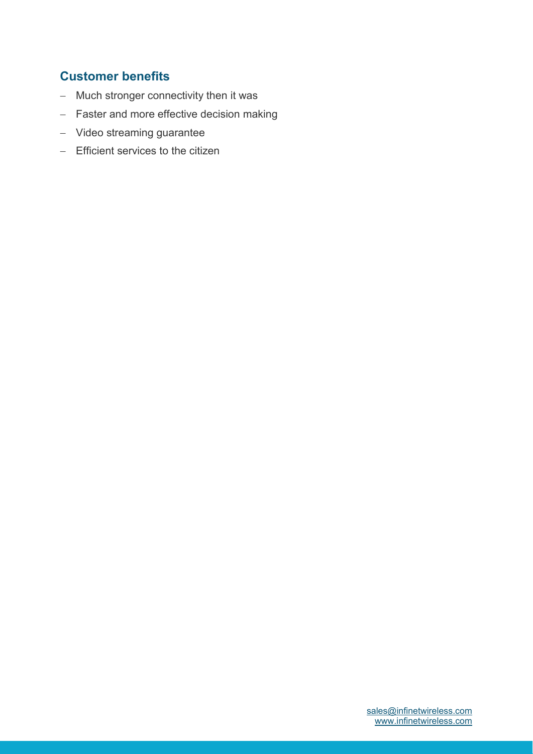## Customer benefits

- Much stronger connectivity then it was
- Faster and more effective decision making
- Video streaming guarantee
- Efficient services to the citizen

sales@infinetwireless.com
www.infinetwireless.com